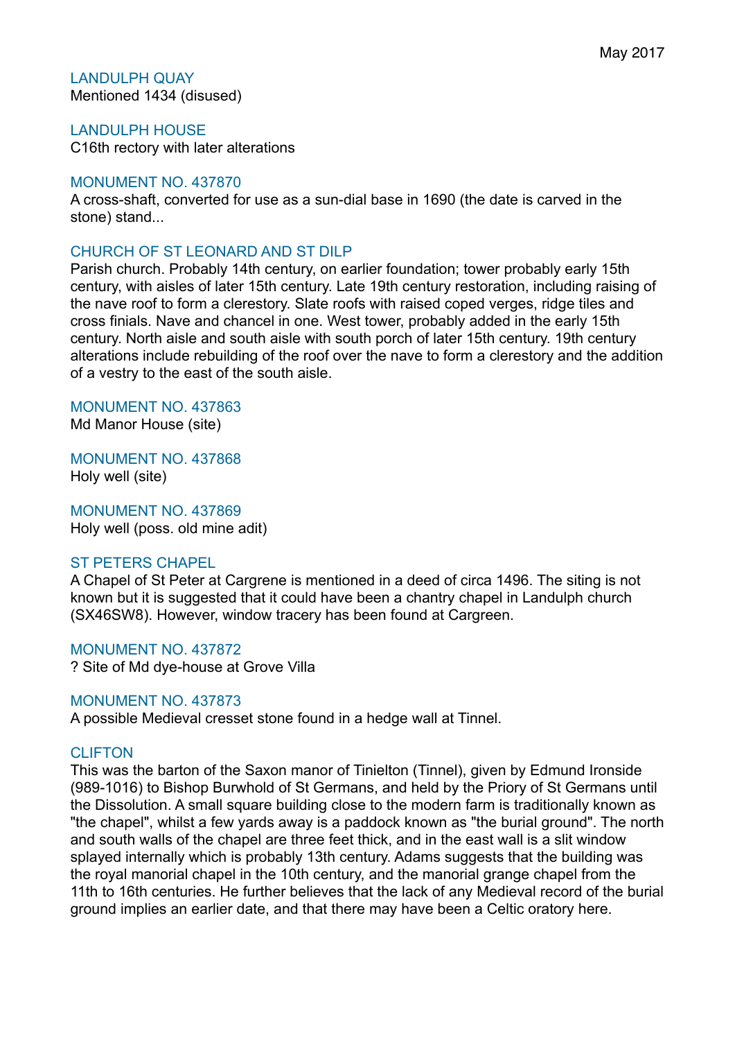May 2017

## LANDULPH QUAY

Mentioned 1434 (disused)

## LANDULPH HOUSE

C16th rectory with later alterations

## MONUMENT NO. 437870

A cross-shaft, converted for use as a sun-dial base in 1690 (the date is carved in the stone) stand...

## CHURCH OF ST LEONARD AND ST DILP

Parish church. Probably 14th century, on earlier foundation; tower probably early 15th century, with aisles of later 15th century. Late 19th century restoration, including raising of the nave roof to form a clerestory. Slate roofs with raised coped verges, ridge tiles and cross finials. Nave and chancel in one. West tower, probably added in the early 15th century. North aisle and south aisle with south porch of later 15th century. 19th century alterations include rebuilding of the roof over the nave to form a clerestory and the addition of a vestry to the east of the south aisle.

## MONUMENT NO. 437863

Md Manor House (site)

## MONUMENT NO. 437868

Holy well (site)

## MONUMENT NO. 437869

Holy well (poss. old mine adit)

## ST PETERS CHAPEL

A Chapel of St Peter at Cargrene is mentioned in a deed of circa 1496. The siting is not known but it is suggested that it could have been a chantry chapel in Landulph church (SX46SW8). However, window tracery has been found at Cargreen.

## MONUMENT NO. 437872

? Site of Md dye-house at Grove Villa

## MONUMENT NO. 437873

A possible Medieval cresset stone found in a hedge wall at Tinnel.

## CLIFTON

This was the barton of the Saxon manor of Tinielton (Tinnel), given by Edmund Ironside (989-1016) to Bishop Burwhold of St Germans, and held by the Priory of St Germans until the Dissolution. A small square building close to the modern farm is traditionally known as "the chapel", whilst a few yards away is a paddock known as "the burial ground". The north and south walls of the chapel are three feet thick, and in the east wall is a slit window splayed internally which is probably 13th century. Adams suggests that the building was the royal manorial chapel in the 10th century, and the manorial grange chapel from the 11th to 16th centuries. He further believes that the lack of any Medieval record of the burial ground implies an earlier date, and that there may have been a Celtic oratory here.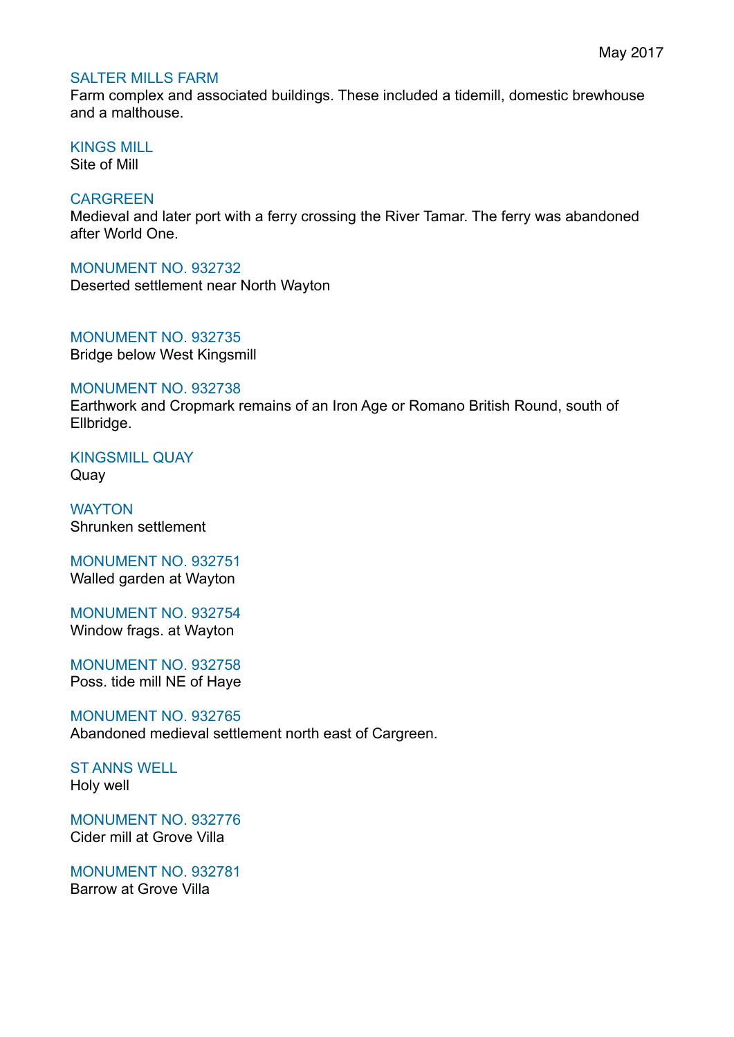SALTER MILLS FARM
Farm complex and associated buildings. These included a tidemill, domestic brewhouse and a malthouse.

KINGS MILL
Site of Mill

CARGREEN
Medieval and later port with a ferry crossing the River Tamar. The ferry was abandoned after World One.

MONUMENT NO. 932732
Deserted settlement near North Wayton

MONUMENT NO. 932735
Bridge below West Kingsmill

MONUMENT NO. 932738
Earthwork and Cropmark remains of an Iron Age or Romano British Round, south of Ellbridge.

KINGSMILL QUAY
Quay

WAYTON
Shrunken settlement

MONUMENT NO. 932751
Walled garden at Wayton

MONUMENT NO. 932754
Window frags. at Wayton

MONUMENT NO. 932758
Poss. tide mill NE of Haye

MONUMENT NO. 932765
Abandoned medieval settlement north east of Cargreen.

ST ANNS WELL
Holy well

MONUMENT NO. 932776
Cider mill at Grove Villa

MONUMENT NO. 932781
Barrow at Grove Villa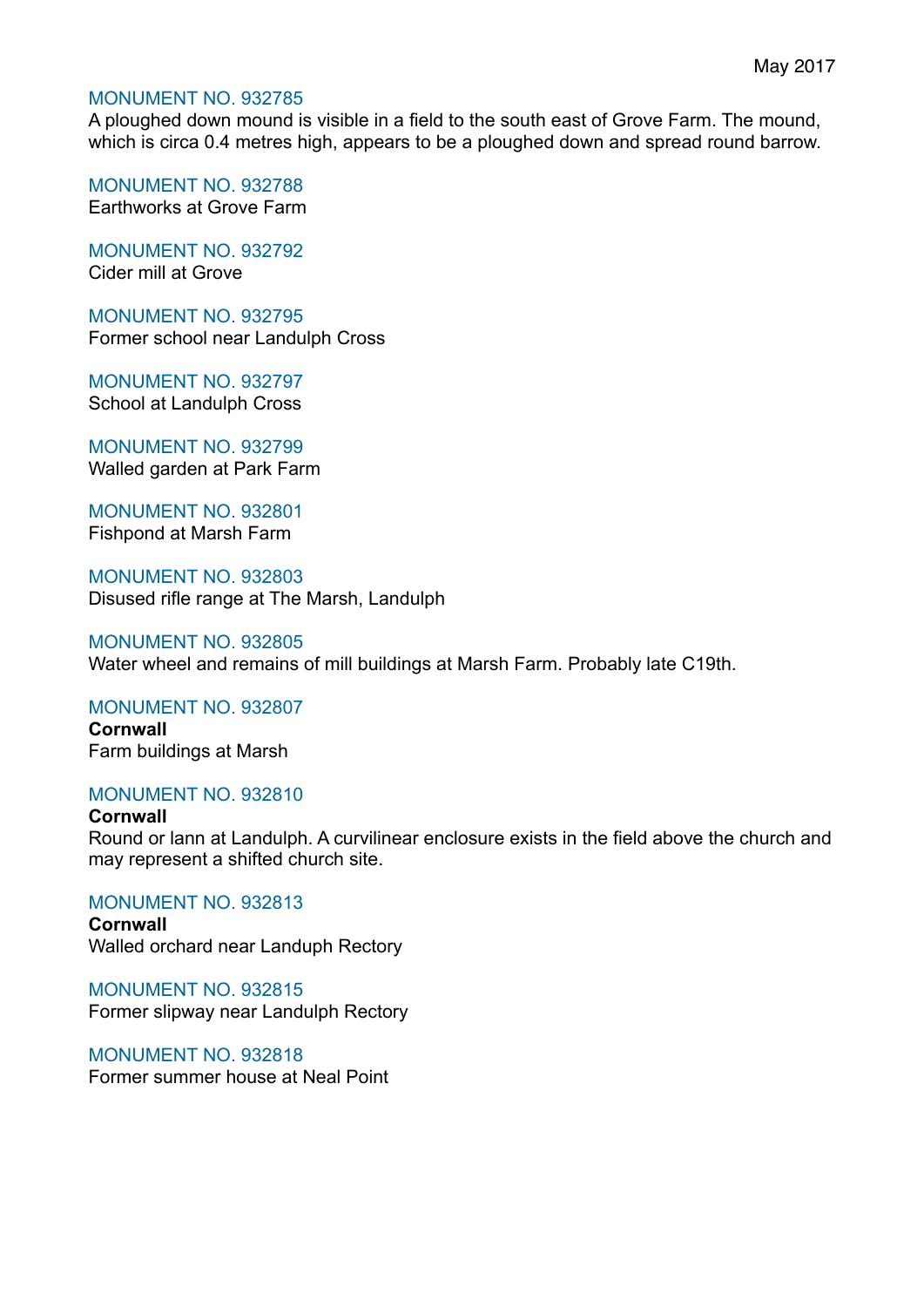MONUMENT NO. 932785

A ploughed down mound is visible in a field to the south east of Grove Farm. The mound, which is circa 0.4 metres high, appears to be a ploughed down and spread round barrow.

MONUMENT NO. 932788

Earthworks at Grove Farm

MONUMENT NO. 932792

Cider mill at Grove

MONUMENT NO. 932795

Former school near Landulph Cross

MONUMENT NO. 932797

School at Landulph Cross

MONUMENT NO. 932799

Walled garden at Park Farm

MONUMENT NO. 932801

Fishpond at Marsh Farm

MONUMENT NO. 932803

Disused rifle range at The Marsh, Landulph

MONUMENT NO. 932805

Water wheel and remains of mill buildings at Marsh Farm. Probably late C19th.

MONUMENT NO. 932807

**Cornwall**

Farm buildings at Marsh

MONUMENT NO. 932810

**Cornwall**

Round or lann at Landulph. A curvilinear enclosure exists in the field above the church and may represent a shifted church site.

MONUMENT NO. 932813

**Cornwall**

Walled orchard near Landuph Rectory

MONUMENT NO. 932815

Former slipway near Landulph Rectory

MONUMENT NO. 932818

Former summer house at Neal Point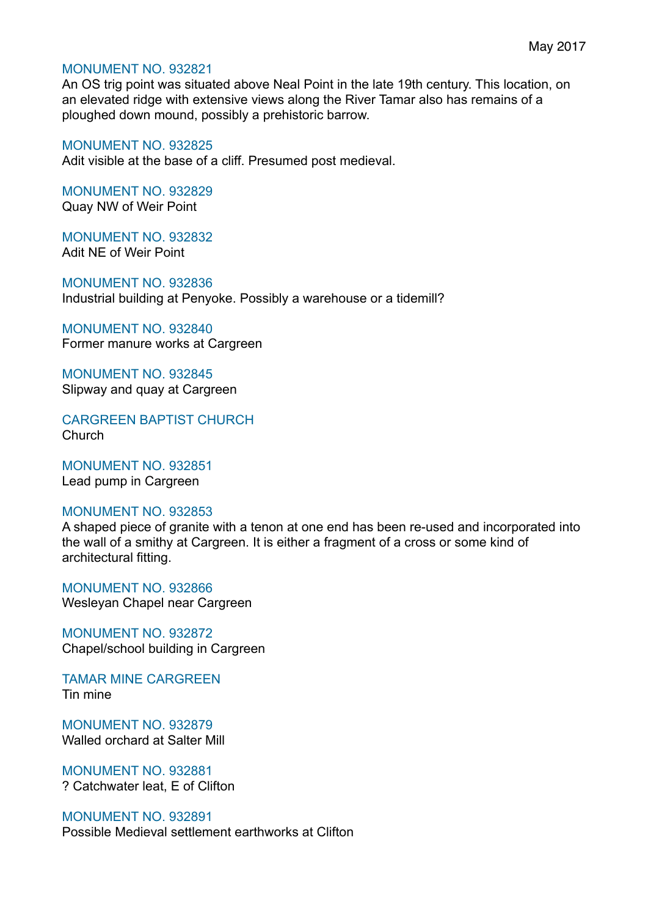May 2017

### MONUMENT NO. 932821
An OS trig point was situated above Neal Point in the late 19th century. This location, on an elevated ridge with extensive views along the River Tamar also has remains of a ploughed down mound, possibly a prehistoric barrow.

### MONUMENT NO. 932825
Adit visible at the base of a cliff. Presumed post medieval.

### MONUMENT NO. 932829
Quay NW of Weir Point

### MONUMENT NO. 932832
Adit NE of Weir Point

### MONUMENT NO. 932836
Industrial building at Penyoke. Possibly a warehouse or a tidemill?

### MONUMENT NO. 932840
Former manure works at Cargreen

### MONUMENT NO. 932845
Slipway and quay at Cargreen

### CARGREEN BAPTIST CHURCH
Church

### MONUMENT NO. 932851
Lead pump in Cargreen

### MONUMENT NO. 932853
A shaped piece of granite with a tenon at one end has been re-used and incorporated into the wall of a smithy at Cargreen. It is either a fragment of a cross or some kind of architectural fitting.

### MONUMENT NO. 932866
Wesleyan Chapel near Cargreen

### MONUMENT NO. 932872
Chapel/school building in Cargreen

### TAMAR MINE CARGREEN
Tin mine

### MONUMENT NO. 932879
Walled orchard at Salter Mill

### MONUMENT NO. 932881
? Catchwater leat, E of Clifton

### MONUMENT NO. 932891
Possible Medieval settlement earthworks at Clifton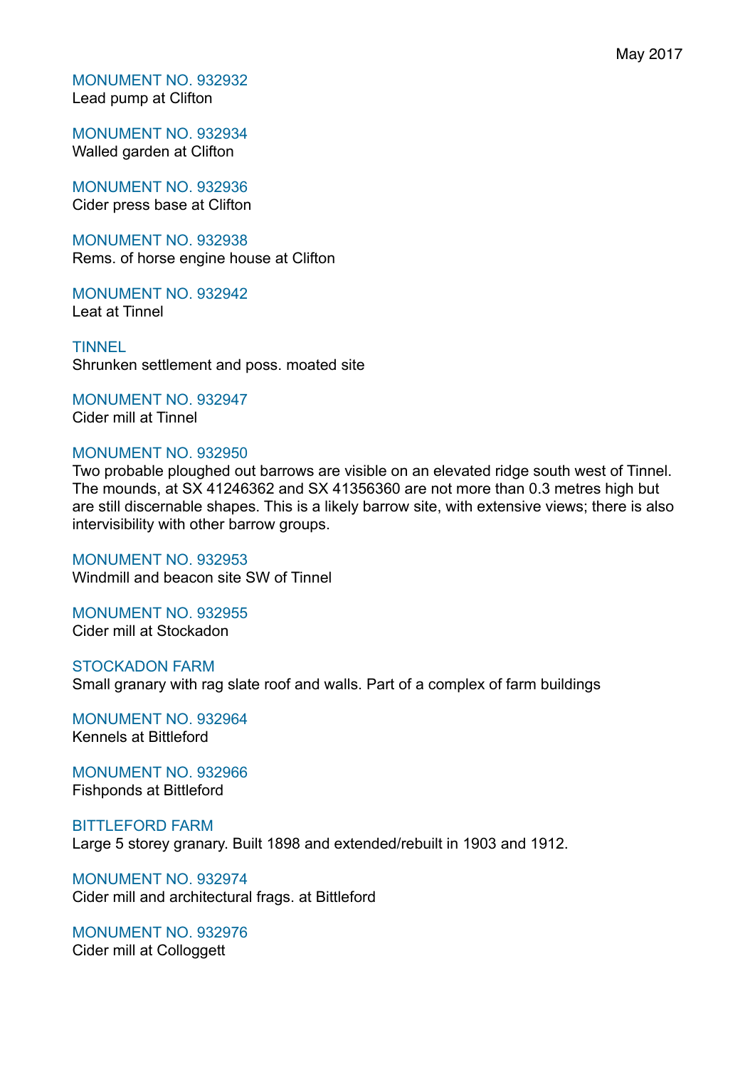May 2017

### MONUMENT NO. 932932
Lead pump at Clifton

### MONUMENT NO. 932934
Walled garden at Clifton

### MONUMENT NO. 932936
Cider press base at Clifton

### MONUMENT NO. 932938
Rems. of horse engine house at Clifton

### MONUMENT NO. 932942
Leat at Tinnel

### TINNEL
Shrunken settlement and poss. moated site

### MONUMENT NO. 932947
Cider mill at Tinnel

### MONUMENT NO. 932950
Two probable ploughed out barrows are visible on an elevated ridge south west of Tinnel. The mounds, at SX 41246362 and SX 41356360 are not more than 0.3 metres high but are still discernable shapes. This is a likely barrow site, with extensive views; there is also intervisibility with other barrow groups.

### MONUMENT NO. 932953
Windmill and beacon site SW of Tinnel

### MONUMENT NO. 932955
Cider mill at Stockadon

### STOCKADON FARM
Small granary with rag slate roof and walls. Part of a complex of farm buildings

### MONUMENT NO. 932964
Kennels at Bittleford

### MONUMENT NO. 932966
Fishponds at Bittleford

### BITTLEFORD FARM
Large 5 storey granary. Built 1898 and extended/rebuilt in 1903 and 1912.

### MONUMENT NO. 932974
Cider mill and architectural frags. at Bittleford

### MONUMENT NO. 932976
Cider mill at Colloggett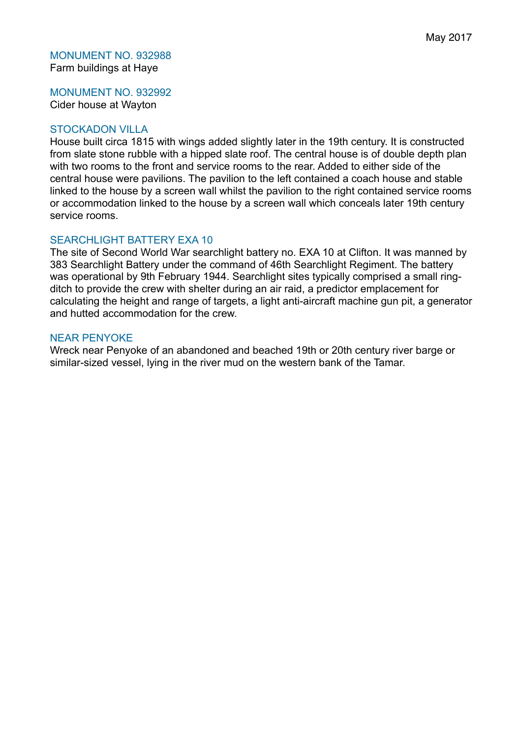May 2017

### MONUMENT NO. 932988
Farm buildings at Haye

### MONUMENT NO. 932992
Cider house at Wayton

### STOCKADON VILLA
House built circa 1815 with wings added slightly later in the 19th century. It is constructed from slate stone rubble with a hipped slate roof. The central house is of double depth plan with two rooms to the front and service rooms to the rear. Added to either side of the central house were pavilions. The pavilion to the left contained a coach house and stable linked to the house by a screen wall whilst the pavilion to the right contained service rooms or accommodation linked to the house by a screen wall which conceals later 19th century service rooms.

### SEARCHLIGHT BATTERY EXA 10
The site of Second World War searchlight battery no. EXA 10 at Clifton. It was manned by 383 Searchlight Battery under the command of 46th Searchlight Regiment. The battery was operational by 9th February 1944. Searchlight sites typically comprised a small ring-ditch to provide the crew with shelter during an air raid, a predictor emplacement for calculating the height and range of targets, a light anti-aircraft machine gun pit, a generator and hutted accommodation for the crew.

### NEAR PENYOKE
Wreck near Penyoke of an abandoned and beached 19th or 20th century river barge or similar-sized vessel, lying in the river mud on the western bank of the Tamar.